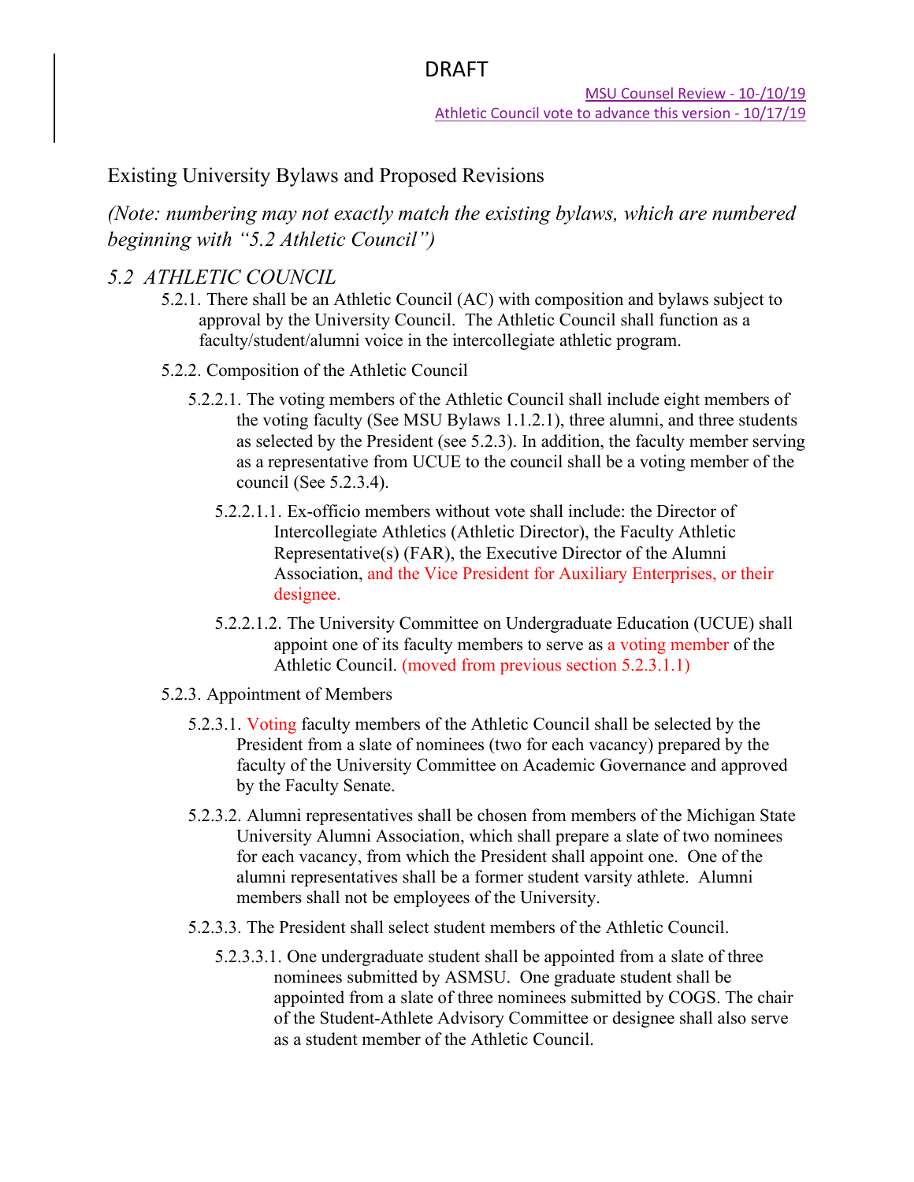DRAFT

MSU Counsel Review - 10-/10/19
Athletic Council vote to advance this version - 10/17/19

Existing University Bylaws and Proposed Revisions

*(Note: numbering may not exactly match the existing bylaws, which are numbered beginning with "5.2 Athletic Council")*

## *5.2 ATHLETIC COUNCIL*

5.2.1. There shall be an Athletic Council (AC) with composition and bylaws subject to approval by the University Council. The Athletic Council shall function as a faculty/student/alumni voice in the intercollegiate athletic program.

5.2.2. Composition of the Athletic Council

5.2.2.1. The voting members of the Athletic Council shall include eight members of the voting faculty (See MSU Bylaws 1.1.2.1), three alumni, and three students as selected by the President (see 5.2.3). In addition, the faculty member serving as a representative from UCUE to the council shall be a voting member of the council (See 5.2.3.4).

5.2.2.1.1. Ex-officio members without vote shall include: the Director of Intercollegiate Athletics (Athletic Director), the Faculty Athletic Representative(s) (FAR), the Executive Director of the Alumni Association, and the Vice President for Auxiliary Enterprises, or their designee.

5.2.2.1.2. The University Committee on Undergraduate Education (UCUE) shall appoint one of its faculty members to serve as a voting member of the Athletic Council. (moved from previous section 5.2.3.1.1)

5.2.3. Appointment of Members

5.2.3.1. Voting faculty members of the Athletic Council shall be selected by the President from a slate of nominees (two for each vacancy) prepared by the faculty of the University Committee on Academic Governance and approved by the Faculty Senate.

5.2.3.2. Alumni representatives shall be chosen from members of the Michigan State University Alumni Association, which shall prepare a slate of two nominees for each vacancy, from which the President shall appoint one. One of the alumni representatives shall be a former student varsity athlete. Alumni members shall not be employees of the University.

5.2.3.3. The President shall select student members of the Athletic Council.

5.2.3.3.1. One undergraduate student shall be appointed from a slate of three nominees submitted by ASMSU. One graduate student shall be appointed from a slate of three nominees submitted by COGS. The chair of the Student-Athlete Advisory Committee or designee shall also serve as a student member of the Athletic Council.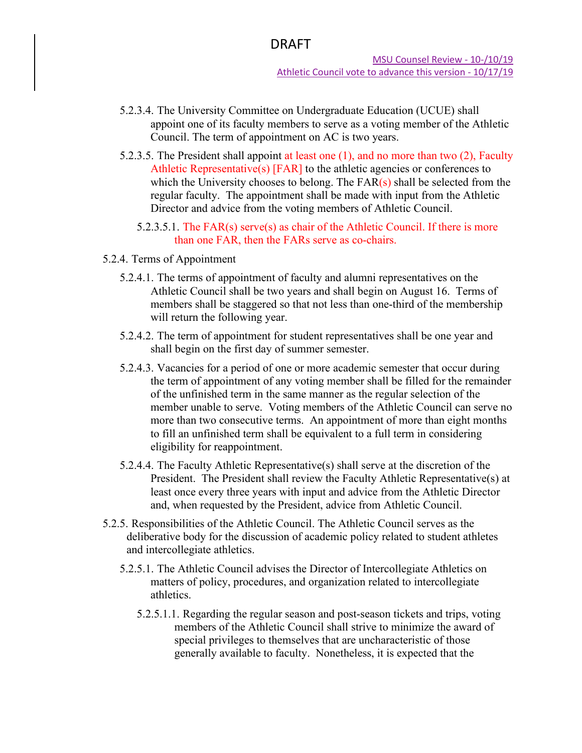DRAFT

MSU Counsel Review - 10-/10/19
Athletic Council vote to advance this version - 10/17/19

5.2.3.4. The University Committee on Undergraduate Education (UCUE) shall appoint one of its faculty members to serve as a voting member of the Athletic Council. The term of appointment on AC is two years.

5.2.3.5. The President shall appoint at least one (1), and no more than two (2), Faculty Athletic Representative(s) [FAR] to the athletic agencies or conferences to which the University chooses to belong. The FAR(s) shall be selected from the regular faculty. The appointment shall be made with input from the Athletic Director and advice from the voting members of Athletic Council.

5.2.3.5.1. The FAR(s) serve(s) as chair of the Athletic Council. If there is more than one FAR, then the FARs serve as co-chairs.

5.2.4. Terms of Appointment

5.2.4.1. The terms of appointment of faculty and alumni representatives on the Athletic Council shall be two years and shall begin on August 16. Terms of members shall be staggered so that not less than one-third of the membership will return the following year.

5.2.4.2. The term of appointment for student representatives shall be one year and shall begin on the first day of summer semester.

5.2.4.3. Vacancies for a period of one or more academic semester that occur during the term of appointment of any voting member shall be filled for the remainder of the unfinished term in the same manner as the regular selection of the member unable to serve. Voting members of the Athletic Council can serve no more than two consecutive terms. An appointment of more than eight months to fill an unfinished term shall be equivalent to a full term in considering eligibility for reappointment.

5.2.4.4. The Faculty Athletic Representative(s) shall serve at the discretion of the President. The President shall review the Faculty Athletic Representative(s) at least once every three years with input and advice from the Athletic Director and, when requested by the President, advice from Athletic Council.

5.2.5. Responsibilities of the Athletic Council. The Athletic Council serves as the deliberative body for the discussion of academic policy related to student athletes and intercollegiate athletics.

5.2.5.1. The Athletic Council advises the Director of Intercollegiate Athletics on matters of policy, procedures, and organization related to intercollegiate athletics.

5.2.5.1.1. Regarding the regular season and post-season tickets and trips, voting members of the Athletic Council shall strive to minimize the award of special privileges to themselves that are uncharacteristic of those generally available to faculty. Nonetheless, it is expected that the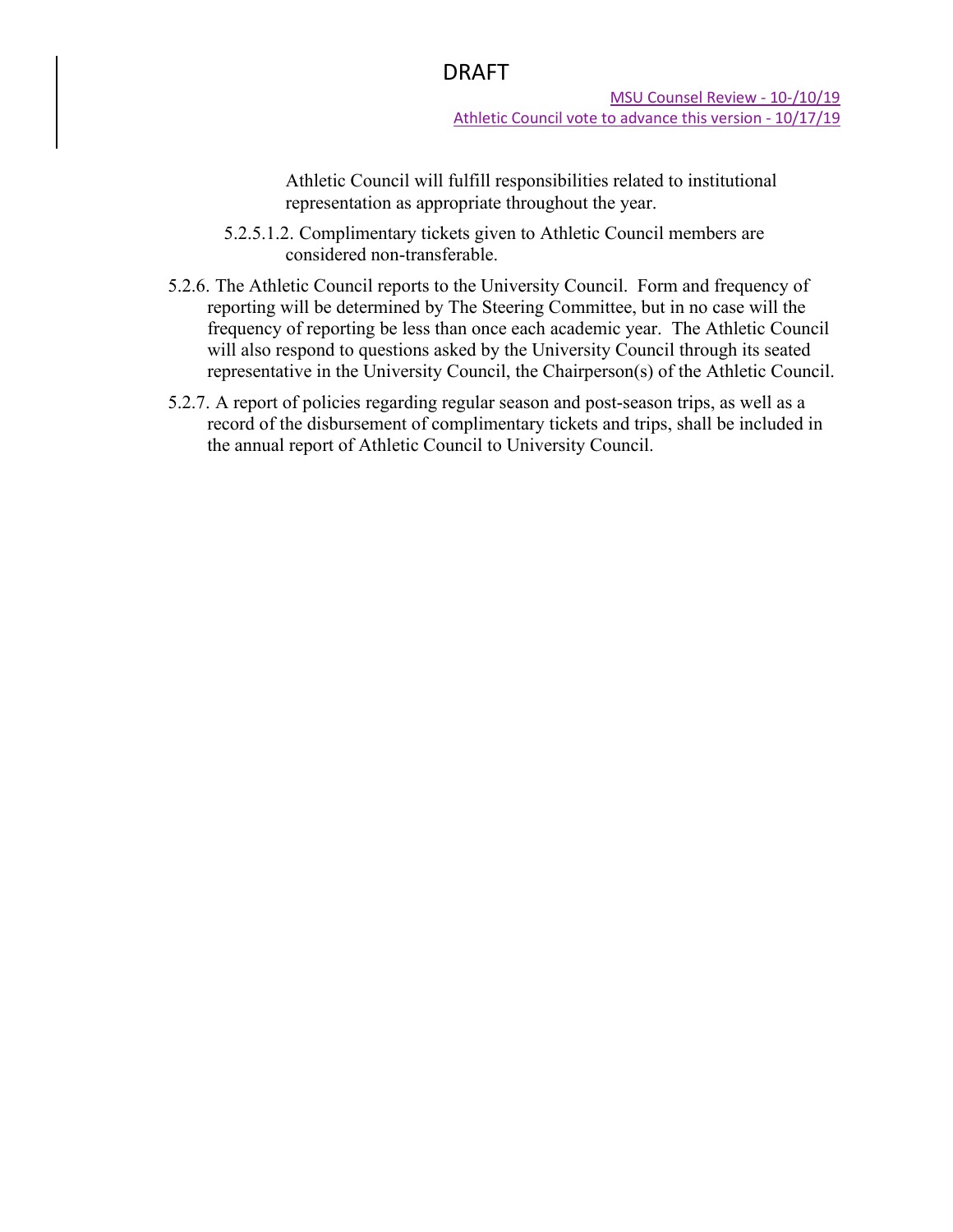Athletic Council will fulfill responsibilities related to institutional representation as appropriate throughout the year.

5.2.5.1.2. Complimentary tickets given to Athletic Council members are considered non-transferable.

5.2.6. The Athletic Council reports to the University Council. Form and frequency of reporting will be determined by The Steering Committee, but in no case will the frequency of reporting be less than once each academic year. The Athletic Council will also respond to questions asked by the University Council through its seated representative in the University Council, the Chairperson(s) of the Athletic Council.

5.2.7. A report of policies regarding regular season and post-season trips, as well as a record of the disbursement of complimentary tickets and trips, shall be included in the annual report of Athletic Council to University Council.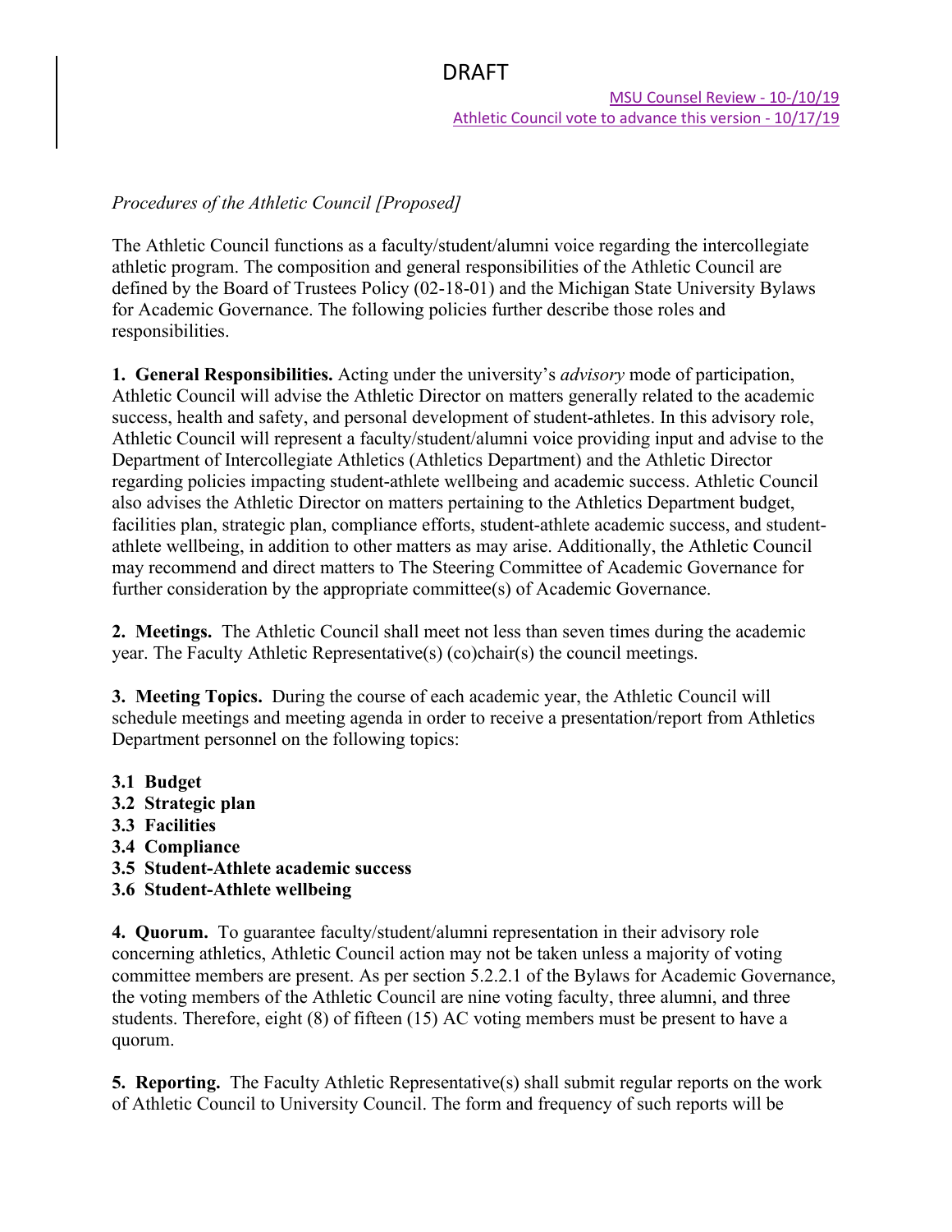DRAFT

MSU Counsel Review - 10-/10/19
Athletic Council vote to advance this version - 10/17/19

*Procedures of the Athletic Council [Proposed]*

The Athletic Council functions as a faculty/student/alumni voice regarding the intercollegiate athletic program. The composition and general responsibilities of the Athletic Council are defined by the Board of Trustees Policy (02-18-01) and the Michigan State University Bylaws for Academic Governance. The following policies further describe those roles and responsibilities.

**1. General Responsibilities.** Acting under the university's *advisory* mode of participation, Athletic Council will advise the Athletic Director on matters generally related to the academic success, health and safety, and personal development of student-athletes. In this advisory role, Athletic Council will represent a faculty/student/alumni voice providing input and advise to the Department of Intercollegiate Athletics (Athletics Department) and the Athletic Director regarding policies impacting student-athlete wellbeing and academic success. Athletic Council also advises the Athletic Director on matters pertaining to the Athletics Department budget, facilities plan, strategic plan, compliance efforts, student-athlete academic success, and student-athlete wellbeing, in addition to other matters as may arise. Additionally, the Athletic Council may recommend and direct matters to The Steering Committee of Academic Governance for further consideration by the appropriate committee(s) of Academic Governance.

**2. Meetings.** The Athletic Council shall meet not less than seven times during the academic year. The Faculty Athletic Representative(s) (co)chair(s) the council meetings.

**3. Meeting Topics.** During the course of each academic year, the Athletic Council will schedule meetings and meeting agenda in order to receive a presentation/report from Athletics Department personnel on the following topics:

**3.1 Budget**
**3.2 Strategic plan**
**3.3 Facilities**
**3.4 Compliance**
**3.5 Student-Athlete academic success**
**3.6 Student-Athlete wellbeing**

**4. Quorum.** To guarantee faculty/student/alumni representation in their advisory role concerning athletics, Athletic Council action may not be taken unless a majority of voting committee members are present. As per section 5.2.2.1 of the Bylaws for Academic Governance, the voting members of the Athletic Council are nine voting faculty, three alumni, and three students. Therefore, eight (8) of fifteen (15) AC voting members must be present to have a quorum.

**5. Reporting.** The Faculty Athletic Representative(s) shall submit regular reports on the work of Athletic Council to University Council. The form and frequency of such reports will be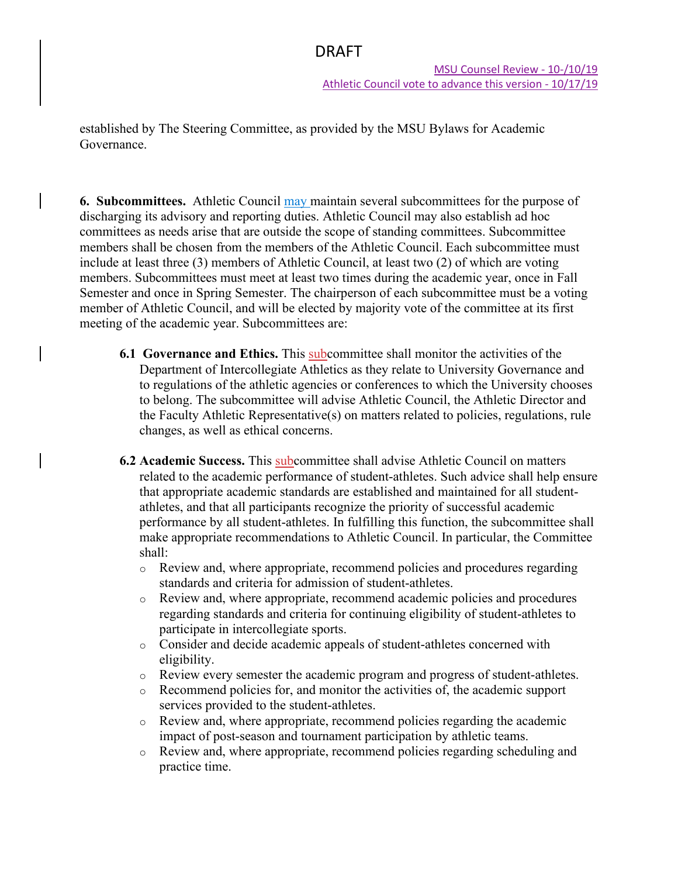established by The Steering Committee, as provided by the MSU Bylaws for Academic Governance.

**6. Subcommittees.** Athletic Council may maintain several subcommittees for the purpose of discharging its advisory and reporting duties. Athletic Council may also establish ad hoc committees as needs arise that are outside the scope of standing committees. Subcommittee members shall be chosen from the members of the Athletic Council. Each subcommittee must include at least three (3) members of Athletic Council, at least two (2) of which are voting members. Subcommittees must meet at least two times during the academic year, once in Fall Semester and once in Spring Semester. The chairperson of each subcommittee must be a voting member of Athletic Council, and will be elected by majority vote of the committee at its first meeting of the academic year. Subcommittees are:

**6.1 Governance and Ethics.** This subcommittee shall monitor the activities of the Department of Intercollegiate Athletics as they relate to University Governance and to regulations of the athletic agencies or conferences to which the University chooses to belong. The subcommittee will advise Athletic Council, the Athletic Director and the Faculty Athletic Representative(s) on matters related to policies, regulations, rule changes, as well as ethical concerns.

**6.2 Academic Success.** This subcommittee shall advise Athletic Council on matters related to the academic performance of student-athletes. Such advice shall help ensure that appropriate academic standards are established and maintained for all student-athletes, and that all participants recognize the priority of successful academic performance by all student-athletes. In fulfilling this function, the subcommittee shall make appropriate recommendations to Athletic Council. In particular, the Committee shall:

- Review and, where appropriate, recommend policies and procedures regarding standards and criteria for admission of student-athletes.
- Review and, where appropriate, recommend academic policies and procedures regarding standards and criteria for continuing eligibility of student-athletes to participate in intercollegiate sports.
- Consider and decide academic appeals of student-athletes concerned with eligibility.
- Review every semester the academic program and progress of student-athletes.
- Recommend policies for, and monitor the activities of, the academic support services provided to the student-athletes.
- Review and, where appropriate, recommend policies regarding the academic impact of post-season and tournament participation by athletic teams.
- Review and, where appropriate, recommend policies regarding scheduling and practice time.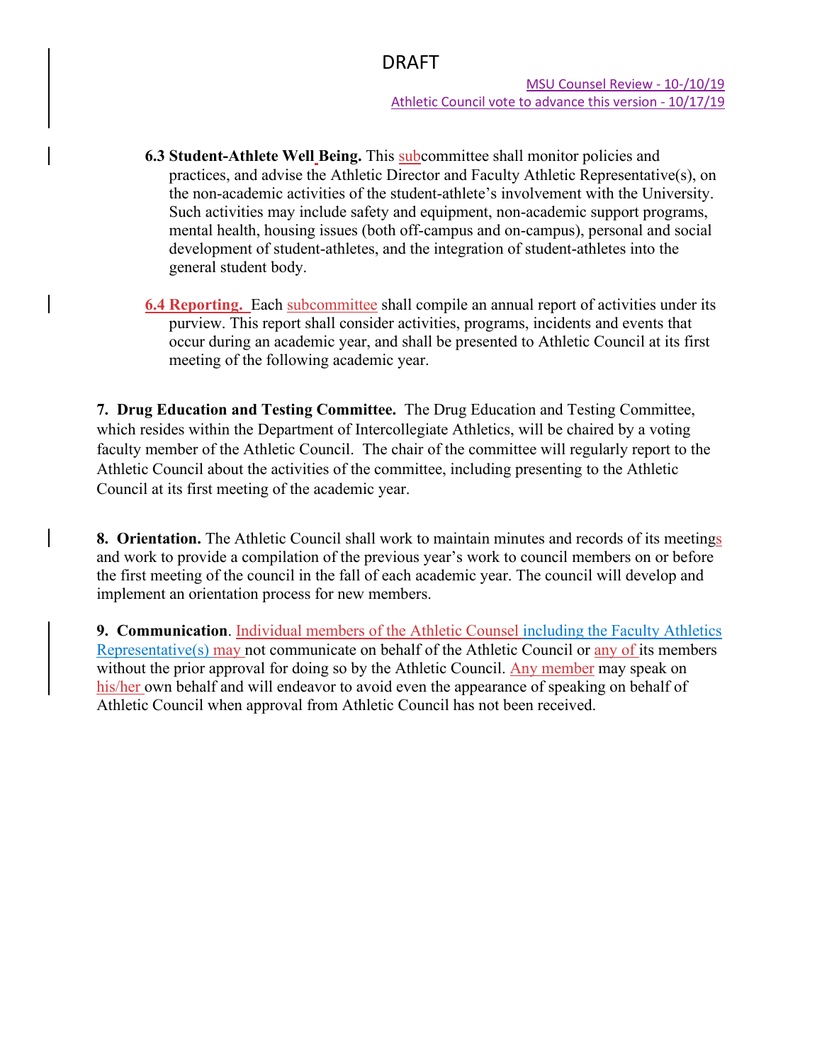DRAFT

MSU Counsel Review - 10-/10/19
Athletic Council vote to advance this version - 10/17/19

**6.3 Student-Athlete Well Being.** This subcommittee shall monitor policies and practices, and advise the Athletic Director and Faculty Athletic Representative(s), on the non-academic activities of the student-athlete's involvement with the University. Such activities may include safety and equipment, non-academic support programs, mental health, housing issues (both off-campus and on-campus), personal and social development of student-athletes, and the integration of student-athletes into the general student body.

**6.4 Reporting.** Each subcommittee shall compile an annual report of activities under its purview. This report shall consider activities, programs, incidents and events that occur during an academic year, and shall be presented to Athletic Council at its first meeting of the following academic year.

**7. Drug Education and Testing Committee.** The Drug Education and Testing Committee, which resides within the Department of Intercollegiate Athletics, will be chaired by a voting faculty member of the Athletic Council. The chair of the committee will regularly report to the Athletic Council about the activities of the committee, including presenting to the Athletic Council at its first meeting of the academic year.

**8. Orientation.** The Athletic Council shall work to maintain minutes and records of its meetings and work to provide a compilation of the previous year's work to council members on or before the first meeting of the council in the fall of each academic year. The council will develop and implement an orientation process for new members.

**9. Communication**. Individual members of the Athletic Counsel including the Faculty Athletics Representative(s) may not communicate on behalf of the Athletic Council or any of its members without the prior approval for doing so by the Athletic Council. Any member may speak on his/her own behalf and will endeavor to avoid even the appearance of speaking on behalf of Athletic Council when approval from Athletic Council has not been received.